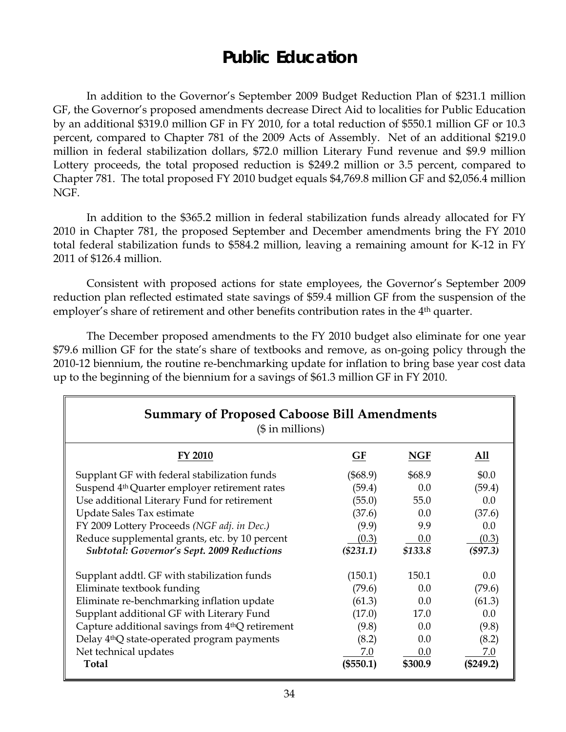# Public Education

In addition to the Governor's September 2009 Budget Reduction Plan of $231.1 million GF, the Governor's proposed amendments decrease Direct Aid to localities for Public Education by an additional $319.0 million GF in FY 2010, for a total reduction of $550.1 million GF or 10.3 percent, compared to Chapter 781 of the 2009 Acts of Assembly. Net of an additional $219.0 million in federal stabilization dollars, $72.0 million Literary Fund revenue and $9.9 million Lottery proceeds, the total proposed reduction is $249.2 million or 3.5 percent, compared to Chapter 781. The total proposed FY 2010 budget equals $4,769.8 million GF and $2,056.4 million NGF.

In addition to the $365.2 million in federal stabilization funds already allocated for FY 2010 in Chapter 781, the proposed September and December amendments bring the FY 2010 total federal stabilization funds to $584.2 million, leaving a remaining amount for K-12 in FY 2011 of $126.4 million.

Consistent with proposed actions for state employees, the Governor's September 2009 reduction plan reflected estimated state savings of $59.4 million GF from the suspension of the employer's share of retirement and other benefits contribution rates in the 4th quarter.

The December proposed amendments to the FY 2010 budget also eliminate for one year $79.6 million GF for the state's share of textbooks and remove, as on-going policy through the 2010-12 biennium, the routine re-benchmarking update for inflation to bring base year cost data up to the beginning of the biennium for a savings of $61.3 million GF in FY 2010.

**Summary of Proposed Caboose Bill Amendments**
($ in millions)

| FY 2010 | GF | NGF | All |
|---|---|---|---|
| Supplant GF with federal stabilization funds | ($68.9) | $68.9 | $0.0 |
| Suspend 4th Quarter employer retirement rates | (59.4) | 0.0 | (59.4) |
| Use additional Literary Fund for retirement | (55.0) | 55.0 | 0.0 |
| Update Sales Tax estimate | (37.6) | 0.0 | (37.6) |
| FY 2009 Lottery Proceeds *(NGF adj. in Dec.)* | (9.9) | 9.9 | 0.0 |
| Reduce supplemental grants, etc. by 10 percent | (0.3) | 0.0 | (0.3) |
| ***Subtotal: Governor's Sept. 2009 Reductions*** | ***($231.1)*** | ***$133.8*** | ***($97.3)*** |
| Supplant addtl. GF with stabilization funds | (150.1) | 150.1 | 0.0 |
| Eliminate textbook funding | (79.6) | 0.0 | (79.6) |
| Eliminate re-benchmarking inflation update | (61.3) | 0.0 | (61.3) |
| Supplant additional GF with Literary Fund | (17.0) | 17.0 | 0.0 |
| Capture additional savings from 4thQ retirement | (9.8) | 0.0 | (9.8) |
| Delay 4thQ state-operated program payments | (8.2) | 0.0 | (8.2) |
| Net technical updates | 7.0 | 0.0 | 7.0 |
| **Total** | **($550.1)** | **$300.9** | **($249.2)** |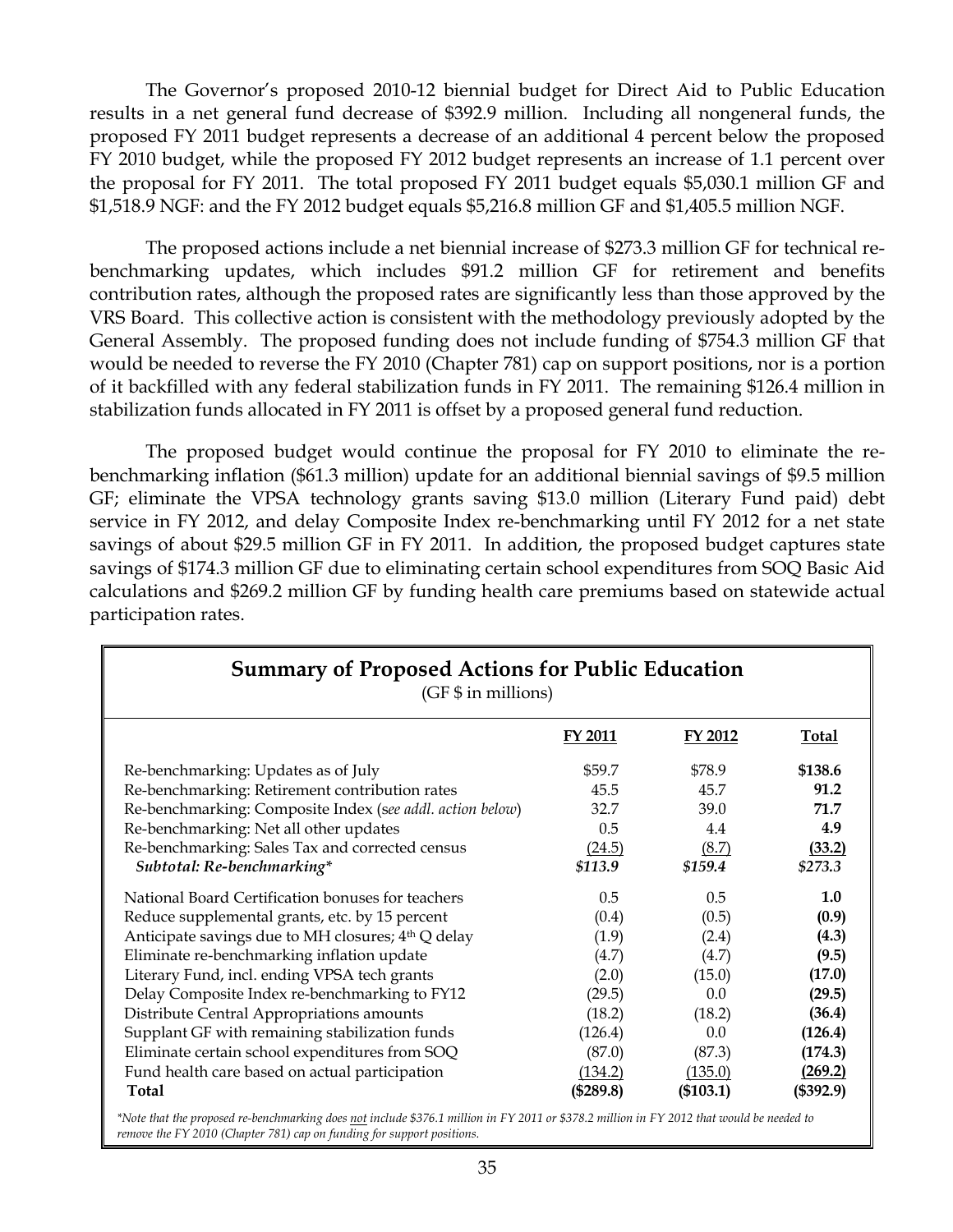The Governor's proposed 2010-12 biennial budget for Direct Aid to Public Education results in a net general fund decrease of $392.9 million. Including all nongeneral funds, the proposed FY 2011 budget represents a decrease of an additional 4 percent below the proposed FY 2010 budget, while the proposed FY 2012 budget represents an increase of 1.1 percent over the proposal for FY 2011. The total proposed FY 2011 budget equals $5,030.1 million GF and $1,518.9 NGF: and the FY 2012 budget equals $5,216.8 million GF and $1,405.5 million NGF.

The proposed actions include a net biennial increase of $273.3 million GF for technical re-benchmarking updates, which includes $91.2 million GF for retirement and benefits contribution rates, although the proposed rates are significantly less than those approved by the VRS Board. This collective action is consistent with the methodology previously adopted by the General Assembly. The proposed funding does not include funding of $754.3 million GF that would be needed to reverse the FY 2010 (Chapter 781) cap on support positions, nor is a portion of it backfilled with any federal stabilization funds in FY 2011. The remaining $126.4 million in stabilization funds allocated in FY 2011 is offset by a proposed general fund reduction.

The proposed budget would continue the proposal for FY 2010 to eliminate the re-benchmarking inflation ($61.3 million) update for an additional biennial savings of $9.5 million GF; eliminate the VPSA technology grants saving $13.0 million (Literary Fund paid) debt service in FY 2012, and delay Composite Index re-benchmarking until FY 2012 for a net state savings of about $29.5 million GF in FY 2011. In addition, the proposed budget captures state savings of $174.3 million GF due to eliminating certain school expenditures from SOQ Basic Aid calculations and $269.2 million GF by funding health care premiums based on statewide actual participation rates.

## Summary of Proposed Actions for Public Education

(GF $ in millions)

| | FY 2011 | FY 2012 | Total |
|---|---|---|---|
| Re-benchmarking: Updates as of July | $59.7 | $78.9 | **$138.6** |
| Re-benchmarking: Retirement contribution rates | 45.5 | 45.7 | **91.2** |
| Re-benchmarking: Composite Index (*see addl. action below*) | 32.7 | 39.0 | **71.7** |
| Re-benchmarking: Net all other updates | 0.5 | 4.4 | **4.9** |
| Re-benchmarking: Sales Tax and corrected census | (24.5) | (8.7) | **(33.2)** |
| ***Subtotal: Re-benchmarking**** | ***$113.9*** | ***$159.4*** | ***$273.3*** |
| National Board Certification bonuses for teachers | 0.5 | 0.5 | **1.0** |
| Reduce supplemental grants, etc. by 15 percent | (0.4) | (0.5) | **(0.9)** |
| Anticipate savings due to MH closures; 4th Q delay | (1.9) | (2.4) | **(4.3)** |
| Eliminate re-benchmarking inflation update | (4.7) | (4.7) | **(9.5)** |
| Literary Fund, incl. ending VPSA tech grants | (2.0) | (15.0) | **(17.0)** |
| Delay Composite Index re-benchmarking to FY12 | (29.5) | 0.0 | **(29.5)** |
| Distribute Central Appropriations amounts | (18.2) | (18.2) | **(36.4)** |
| Supplant GF with remaining stabilization funds | (126.4) | 0.0 | **(126.4)** |
| Eliminate certain school expenditures from SOQ | (87.0) | (87.3) | **(174.3)** |
| Fund health care based on actual participation | (134.2) | (135.0) | **(269.2)** |
| **Total** | **($289.8)** | **($103.1)** | **($392.9)** |

*\*Note that the proposed re-benchmarking does not include $376.1 million in FY 2011 or $378.2 million in FY 2012 that would be needed to remove the FY 2010 (Chapter 781) cap on funding for support positions.*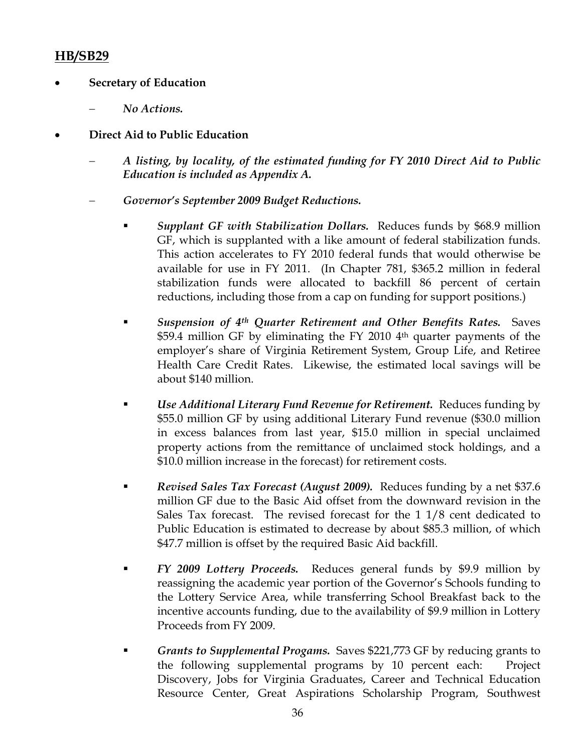## HB/SB29

- **Secretary of Education**
  - *No Actions.*
- **Direct Aid to Public Education**
  - ***A listing, by locality, of the estimated funding for FY 2010 Direct Aid to Public Education is included as Appendix A.***
  - ***Governor's September 2009 Budget Reductions.***
    - ***Supplant GF with Stabilization Dollars.*** Reduces funds by $68.9 million GF, which is supplanted with a like amount of federal stabilization funds. This action accelerates to FY 2010 federal funds that would otherwise be available for use in FY 2011. (In Chapter 781, $365.2 million in federal stabilization funds were allocated to backfill 86 percent of certain reductions, including those from a cap on funding for support positions.)
    - ***Suspension of 4th Quarter Retirement and Other Benefits Rates.*** Saves $59.4 million GF by eliminating the FY 2010 4th quarter payments of the employer's share of Virginia Retirement System, Group Life, and Retiree Health Care Credit Rates. Likewise, the estimated local savings will be about $140 million.
    - ***Use Additional Literary Fund Revenue for Retirement.*** Reduces funding by $55.0 million GF by using additional Literary Fund revenue ($30.0 million in excess balances from last year, $15.0 million in special unclaimed property actions from the remittance of unclaimed stock holdings, and a $10.0 million increase in the forecast) for retirement costs.
    - ***Revised Sales Tax Forecast (August 2009).*** Reduces funding by a net $37.6 million GF due to the Basic Aid offset from the downward revision in the Sales Tax forecast. The revised forecast for the 1 1/8 cent dedicated to Public Education is estimated to decrease by about $85.3 million, of which $47.7 million is offset by the required Basic Aid backfill.
    - ***FY 2009 Lottery Proceeds.*** Reduces general funds by $9.9 million by reassigning the academic year portion of the Governor's Schools funding to the Lottery Service Area, while transferring School Breakfast back to the incentive accounts funding, due to the availability of $9.9 million in Lottery Proceeds from FY 2009.
    - ***Grants to Supplemental Progams.*** Saves $221,773 GF by reducing grants to the following supplemental programs by 10 percent each: Project Discovery, Jobs for Virginia Graduates, Career and Technical Education Resource Center, Great Aspirations Scholarship Program, Southwest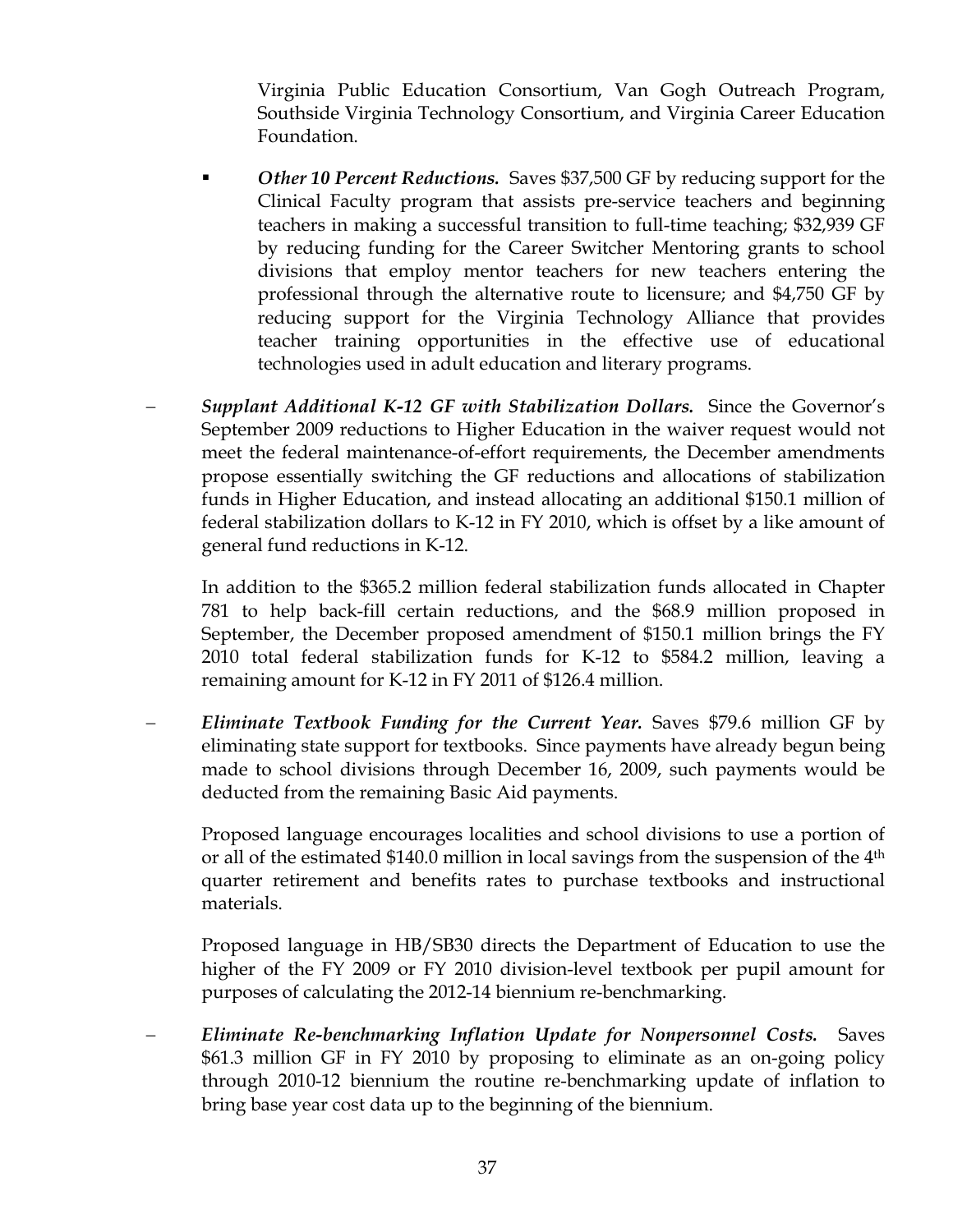Virginia Public Education Consortium, Van Gogh Outreach Program, Southside Virginia Technology Consortium, and Virginia Career Education Foundation.

  - ***Other 10 Percent Reductions.*** Saves $37,500 GF by reducing support for the Clinical Faculty program that assists pre-service teachers and beginning teachers in making a successful transition to full-time teaching; $32,939 GF by reducing funding for the Career Switcher Mentoring grants to school divisions that employ mentor teachers for new teachers entering the professional through the alternative route to licensure; and $4,750 GF by reducing support for the Virginia Technology Alliance that provides teacher training opportunities in the effective use of educational technologies used in adult education and literary programs.

- ***Supplant Additional K-12 GF with Stabilization Dollars.*** Since the Governor's September 2009 reductions to Higher Education in the waiver request would not meet the federal maintenance-of-effort requirements, the December amendments propose essentially switching the GF reductions and allocations of stabilization funds in Higher Education, and instead allocating an additional $150.1 million of federal stabilization dollars to K-12 in FY 2010, which is offset by a like amount of general fund reductions in K-12.

  In addition to the $365.2 million federal stabilization funds allocated in Chapter 781 to help back-fill certain reductions, and the $68.9 million proposed in September, the December proposed amendment of $150.1 million brings the FY 2010 total federal stabilization funds for K-12 to $584.2 million, leaving a remaining amount for K-12 in FY 2011 of $126.4 million.

- ***Eliminate Textbook Funding for the Current Year.*** Saves $79.6 million GF by eliminating state support for textbooks. Since payments have already begun being made to school divisions through December 16, 2009, such payments would be deducted from the remaining Basic Aid payments.

  Proposed language encourages localities and school divisions to use a portion of or all of the estimated $140.0 million in local savings from the suspension of the 4th quarter retirement and benefits rates to purchase textbooks and instructional materials.

  Proposed language in HB/SB30 directs the Department of Education to use the higher of the FY 2009 or FY 2010 division-level textbook per pupil amount for purposes of calculating the 2012-14 biennium re-benchmarking.

- ***Eliminate Re-benchmarking Inflation Update for Nonpersonnel Costs.*** Saves $61.3 million GF in FY 2010 by proposing to eliminate as an on-going policy through 2010-12 biennium the routine re-benchmarking update of inflation to bring base year cost data up to the beginning of the biennium.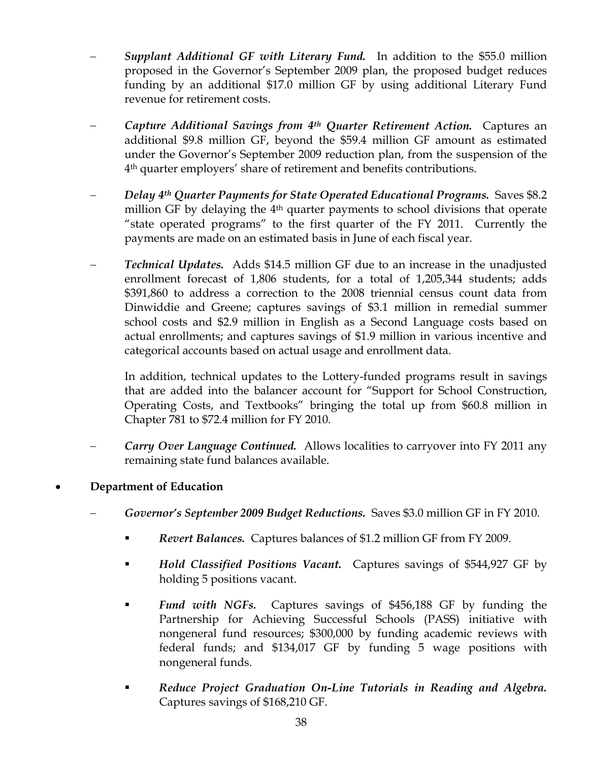- ***Supplant Additional GF with Literary Fund.*** In addition to the $55.0 million proposed in the Governor's September 2009 plan, the proposed budget reduces funding by an additional $17.0 million GF by using additional Literary Fund revenue for retirement costs.

- ***Capture Additional Savings from 4th Quarter Retirement Action.*** Captures an additional $9.8 million GF, beyond the $59.4 million GF amount as estimated under the Governor's September 2009 reduction plan, from the suspension of the 4th quarter employers' share of retirement and benefits contributions.

- ***Delay 4th Quarter Payments for State Operated Educational Programs.*** Saves $8.2 million GF by delaying the 4th quarter payments to school divisions that operate "state operated programs" to the first quarter of the FY 2011. Currently the payments are made on an estimated basis in June of each fiscal year.

- ***Technical Updates.*** Adds $14.5 million GF due to an increase in the unadjusted enrollment forecast of 1,806 students, for a total of 1,205,344 students; adds $391,860 to address a correction to the 2008 triennial census count data from Dinwiddie and Greene; captures savings of $3.1 million in remedial summer school costs and $2.9 million in English as a Second Language costs based on actual enrollments; and captures savings of $1.9 million in various incentive and categorical accounts based on actual usage and enrollment data.

  In addition, technical updates to the Lottery-funded programs result in savings that are added into the balancer account for "Support for School Construction, Operating Costs, and Textbooks" bringing the total up from $60.8 million in Chapter 781 to $72.4 million for FY 2010.

- ***Carry Over Language Continued.*** Allows localities to carryover into FY 2011 any remaining state fund balances available.

- **Department of Education**

  - ***Governor's September 2009 Budget Reductions.*** Saves $3.0 million GF in FY 2010.

    - ***Revert Balances.*** Captures balances of $1.2 million GF from FY 2009.

    - ***Hold Classified Positions Vacant.*** Captures savings of $544,927 GF by holding 5 positions vacant.

    - ***Fund with NGFs.*** Captures savings of $456,188 GF by funding the Partnership for Achieving Successful Schools (PASS) initiative with nongeneral fund resources; $300,000 by funding academic reviews with federal funds; and $134,017 GF by funding 5 wage positions with nongeneral funds.

    - ***Reduce Project Graduation On-Line Tutorials in Reading and Algebra.*** Captures savings of $168,210 GF.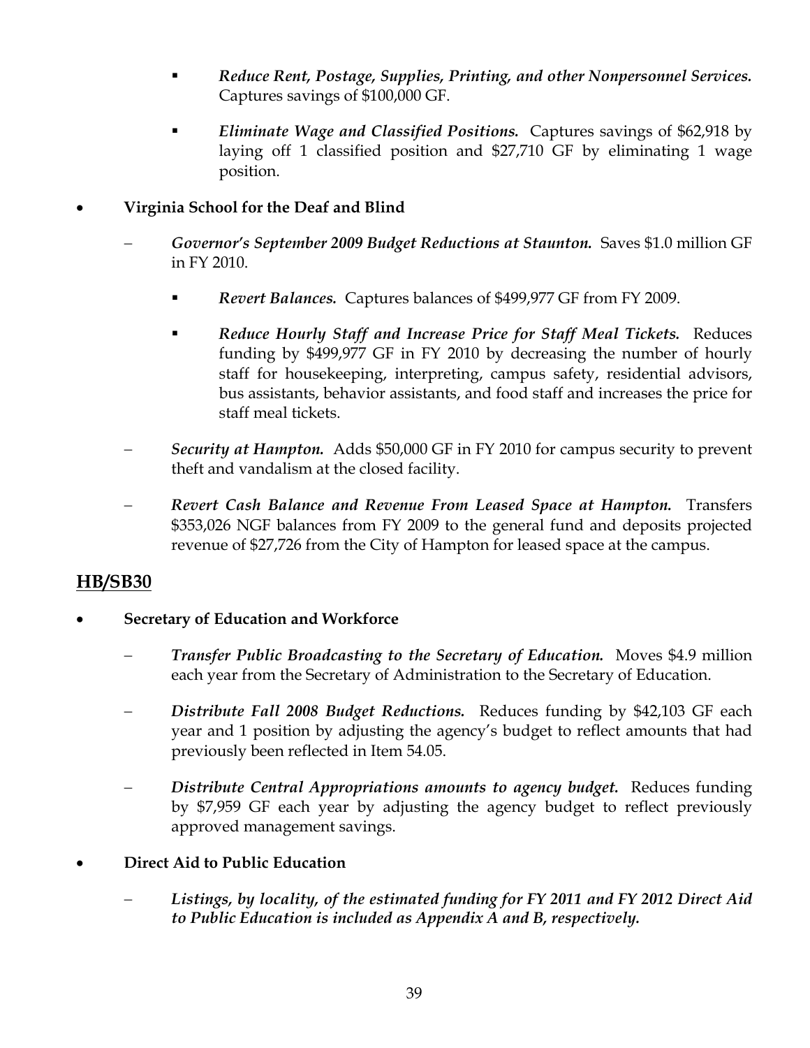- ▪ ***Reduce Rent, Postage, Supplies, Printing, and other Nonpersonnel Services.*** Captures savings of $100,000 GF.

- ▪ ***Eliminate Wage and Classified Positions.*** Captures savings of $62,918 by laying off 1 classified position and $27,710 GF by eliminating 1 wage position.

- **Virginia School for the Deaf and Blind**

  - ***Governor's September 2009 Budget Reductions at Staunton.*** Saves $1.0 million GF in FY 2010.

    - ▪ ***Revert Balances.*** Captures balances of $499,977 GF from FY 2009.

    - ▪ ***Reduce Hourly Staff and Increase Price for Staff Meal Tickets.*** Reduces funding by $499,977 GF in FY 2010 by decreasing the number of hourly staff for housekeeping, interpreting, campus safety, residential advisors, bus assistants, behavior assistants, and food staff and increases the price for staff meal tickets.

  - ***Security at Hampton.*** Adds $50,000 GF in FY 2010 for campus security to prevent theft and vandalism at the closed facility.

  - ***Revert Cash Balance and Revenue From Leased Space at Hampton.*** Transfers $353,026 NGF balances from FY 2009 to the general fund and deposits projected revenue of $27,726 from the City of Hampton for leased space at the campus.

## HB/SB30

- **Secretary of Education and Workforce**

  - ***Transfer Public Broadcasting to the Secretary of Education.*** Moves $4.9 million each year from the Secretary of Administration to the Secretary of Education.

  - ***Distribute Fall 2008 Budget Reductions.*** Reduces funding by $42,103 GF each year and 1 position by adjusting the agency's budget to reflect amounts that had previously been reflected in Item 54.05.

  - ***Distribute Central Appropriations amounts to agency budget.*** Reduces funding by $7,959 GF each year by adjusting the agency budget to reflect previously approved management savings.

- **Direct Aid to Public Education**

  - ***Listings, by locality, of the estimated funding for FY 2011 and FY 2012 Direct Aid to Public Education is included as Appendix A and B, respectively.***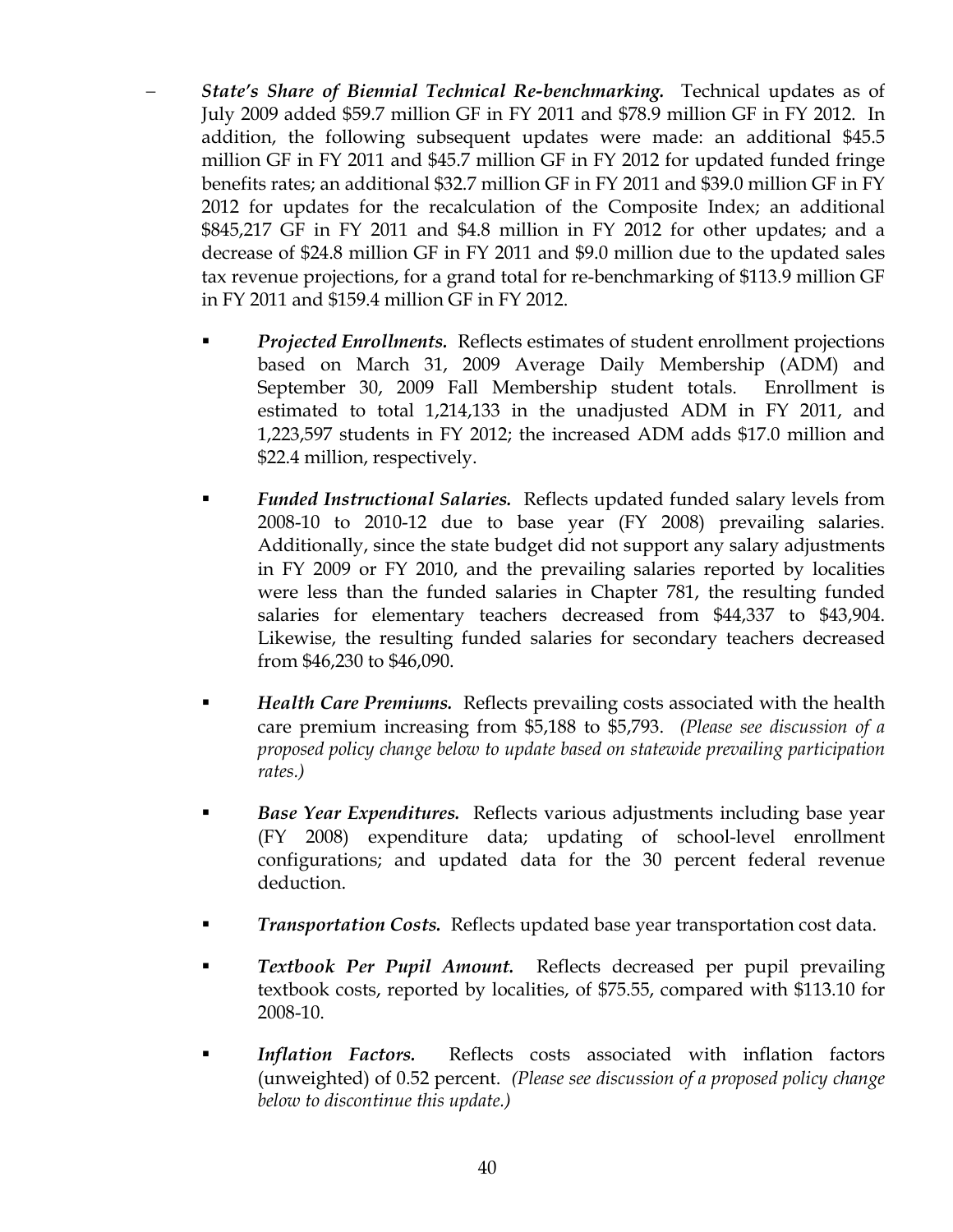- ***State's Share of Biennial Technical Re-benchmarking.*** Technical updates as of July 2009 added $59.7 million GF in FY 2011 and $78.9 million GF in FY 2012. In addition, the following subsequent updates were made: an additional $45.5 million GF in FY 2011 and $45.7 million GF in FY 2012 for updated funded fringe benefits rates; an additional $32.7 million GF in FY 2011 and $39.0 million GF in FY 2012 for updates for the recalculation of the Composite Index; an additional $845,217 GF in FY 2011 and $4.8 million in FY 2012 for other updates; and a decrease of $24.8 million GF in FY 2011 and $9.0 million due to the updated sales tax revenue projections, for a grand total for re-benchmarking of $113.9 million GF in FY 2011 and $159.4 million GF in FY 2012.

  - ***Projected Enrollments.*** Reflects estimates of student enrollment projections based on March 31, 2009 Average Daily Membership (ADM) and September 30, 2009 Fall Membership student totals. Enrollment is estimated to total 1,214,133 in the unadjusted ADM in FY 2011, and 1,223,597 students in FY 2012; the increased ADM adds $17.0 million and $22.4 million, respectively.

  - ***Funded Instructional Salaries.*** Reflects updated funded salary levels from 2008-10 to 2010-12 due to base year (FY 2008) prevailing salaries. Additionally, since the state budget did not support any salary adjustments in FY 2009 or FY 2010, and the prevailing salaries reported by localities were less than the funded salaries in Chapter 781, the resulting funded salaries for elementary teachers decreased from $44,337 to $43,904. Likewise, the resulting funded salaries for secondary teachers decreased from $46,230 to $46,090.

  - ***Health Care Premiums.*** Reflects prevailing costs associated with the health care premium increasing from $5,188 to $5,793. *(Please see discussion of a proposed policy change below to update based on statewide prevailing participation rates.)*

  - ***Base Year Expenditures.*** Reflects various adjustments including base year (FY 2008) expenditure data; updating of school-level enrollment configurations; and updated data for the 30 percent federal revenue deduction.

  - ***Transportation Costs.*** Reflects updated base year transportation cost data.

  - ***Textbook Per Pupil Amount.*** Reflects decreased per pupil prevailing textbook costs, reported by localities, of $75.55, compared with $113.10 for 2008-10.

  - ***Inflation Factors.*** Reflects costs associated with inflation factors (unweighted) of 0.52 percent. *(Please see discussion of a proposed policy change below to discontinue this update.)*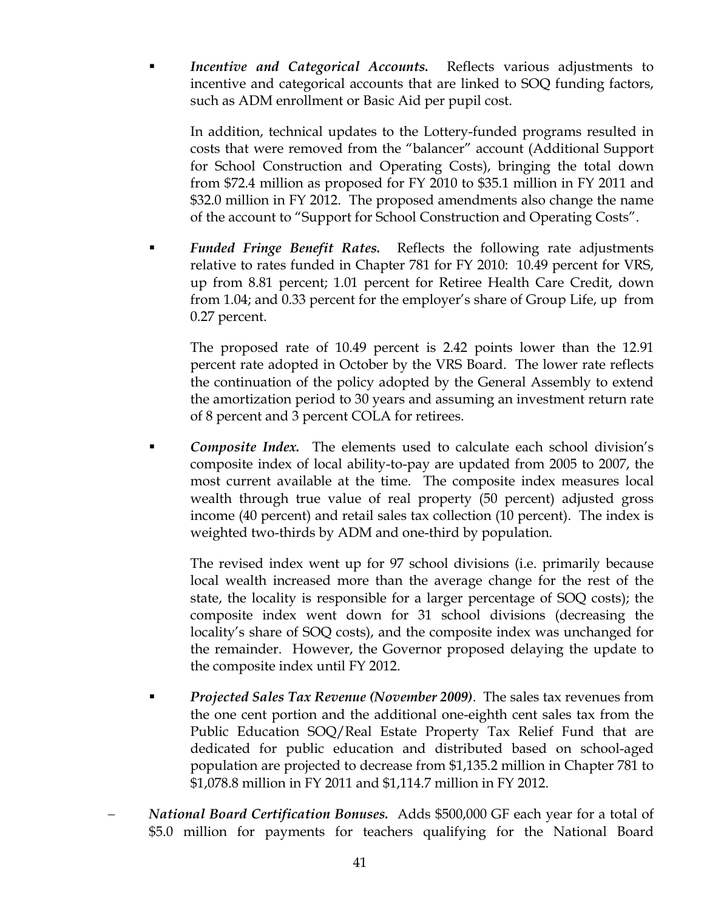- ***Incentive and Categorical Accounts.*** Reflects various adjustments to incentive and categorical accounts that are linked to SOQ funding factors, such as ADM enrollment or Basic Aid per pupil cost.

  In addition, technical updates to the Lottery-funded programs resulted in costs that were removed from the "balancer" account (Additional Support for School Construction and Operating Costs), bringing the total down from $72.4 million as proposed for FY 2010 to $35.1 million in FY 2011 and $32.0 million in FY 2012. The proposed amendments also change the name of the account to "Support for School Construction and Operating Costs".

- ***Funded Fringe Benefit Rates.*** Reflects the following rate adjustments relative to rates funded in Chapter 781 for FY 2010: 10.49 percent for VRS, up from 8.81 percent; 1.01 percent for Retiree Health Care Credit, down from 1.04; and 0.33 percent for the employer's share of Group Life, up from 0.27 percent.

  The proposed rate of 10.49 percent is 2.42 points lower than the 12.91 percent rate adopted in October by the VRS Board. The lower rate reflects the continuation of the policy adopted by the General Assembly to extend the amortization period to 30 years and assuming an investment return rate of 8 percent and 3 percent COLA for retirees.

- ***Composite Index.*** The elements used to calculate each school division's composite index of local ability-to-pay are updated from 2005 to 2007, the most current available at the time. The composite index measures local wealth through true value of real property (50 percent) adjusted gross income (40 percent) and retail sales tax collection (10 percent). The index is weighted two-thirds by ADM and one-third by population.

  The revised index went up for 97 school divisions (i.e. primarily because local wealth increased more than the average change for the rest of the state, the locality is responsible for a larger percentage of SOQ costs); the composite index went down for 31 school divisions (decreasing the locality's share of SOQ costs), and the composite index was unchanged for the remainder. However, the Governor proposed delaying the update to the composite index until FY 2012.

- ***Projected Sales Tax Revenue (November 2009)***. The sales tax revenues from the one cent portion and the additional one-eighth cent sales tax from the Public Education SOQ/Real Estate Property Tax Relief Fund that are dedicated for public education and distributed based on school-aged population are projected to decrease from $1,135.2 million in Chapter 781 to $1,078.8 million in FY 2011 and $1,114.7 million in FY 2012.

– ***National Board Certification Bonuses.*** Adds $500,000 GF each year for a total of $5.0 million for payments for teachers qualifying for the National Board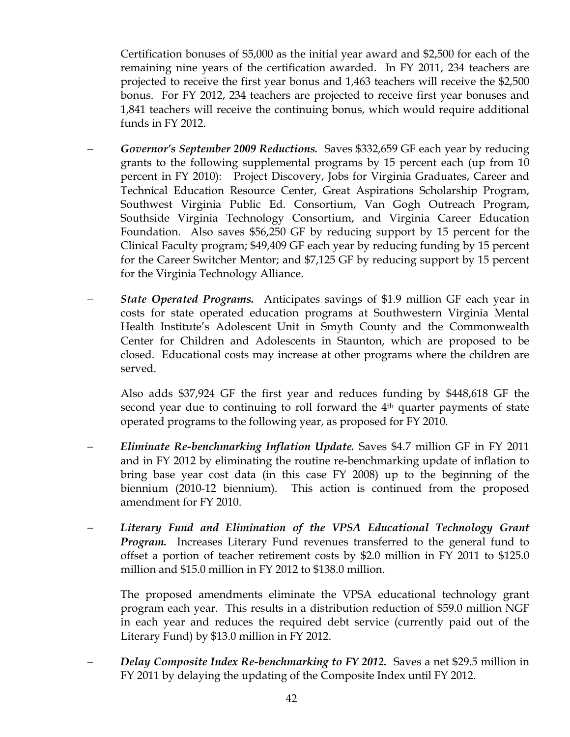Certification bonuses of $5,000 as the initial year award and $2,500 for each of the remaining nine years of the certification awarded. In FY 2011, 234 teachers are projected to receive the first year bonus and 1,463 teachers will receive the $2,500 bonus. For FY 2012, 234 teachers are projected to receive first year bonuses and 1,841 teachers will receive the continuing bonus, which would require additional funds in FY 2012.

- ***Governor's September 2009 Reductions.*** Saves $332,659 GF each year by reducing grants to the following supplemental programs by 15 percent each (up from 10 percent in FY 2010): Project Discovery, Jobs for Virginia Graduates, Career and Technical Education Resource Center, Great Aspirations Scholarship Program, Southwest Virginia Public Ed. Consortium, Van Gogh Outreach Program, Southside Virginia Technology Consortium, and Virginia Career Education Foundation. Also saves $56,250 GF by reducing support by 15 percent for the Clinical Faculty program; $49,409 GF each year by reducing funding by 15 percent for the Career Switcher Mentor; and $7,125 GF by reducing support by 15 percent for the Virginia Technology Alliance.

- ***State Operated Programs.*** Anticipates savings of $1.9 million GF each year in costs for state operated education programs at Southwestern Virginia Mental Health Institute's Adolescent Unit in Smyth County and the Commonwealth Center for Children and Adolescents in Staunton, which are proposed to be closed. Educational costs may increase at other programs where the children are served.

  Also adds $37,924 GF the first year and reduces funding by $448,618 GF the second year due to continuing to roll forward the 4th quarter payments of state operated programs to the following year, as proposed for FY 2010.

- ***Eliminate Re-benchmarking Inflation Update.*** Saves $4.7 million GF in FY 2011 and in FY 2012 by eliminating the routine re-benchmarking update of inflation to bring base year cost data (in this case FY 2008) up to the beginning of the biennium (2010-12 biennium). This action is continued from the proposed amendment for FY 2010.

- ***Literary Fund and Elimination of the VPSA Educational Technology Grant Program.*** Increases Literary Fund revenues transferred to the general fund to offset a portion of teacher retirement costs by $2.0 million in FY 2011 to $125.0 million and $15.0 million in FY 2012 to $138.0 million.

  The proposed amendments eliminate the VPSA educational technology grant program each year. This results in a distribution reduction of $59.0 million NGF in each year and reduces the required debt service (currently paid out of the Literary Fund) by $13.0 million in FY 2012.

- ***Delay Composite Index Re-benchmarking to FY 2012.*** Saves a net $29.5 million in FY 2011 by delaying the updating of the Composite Index until FY 2012.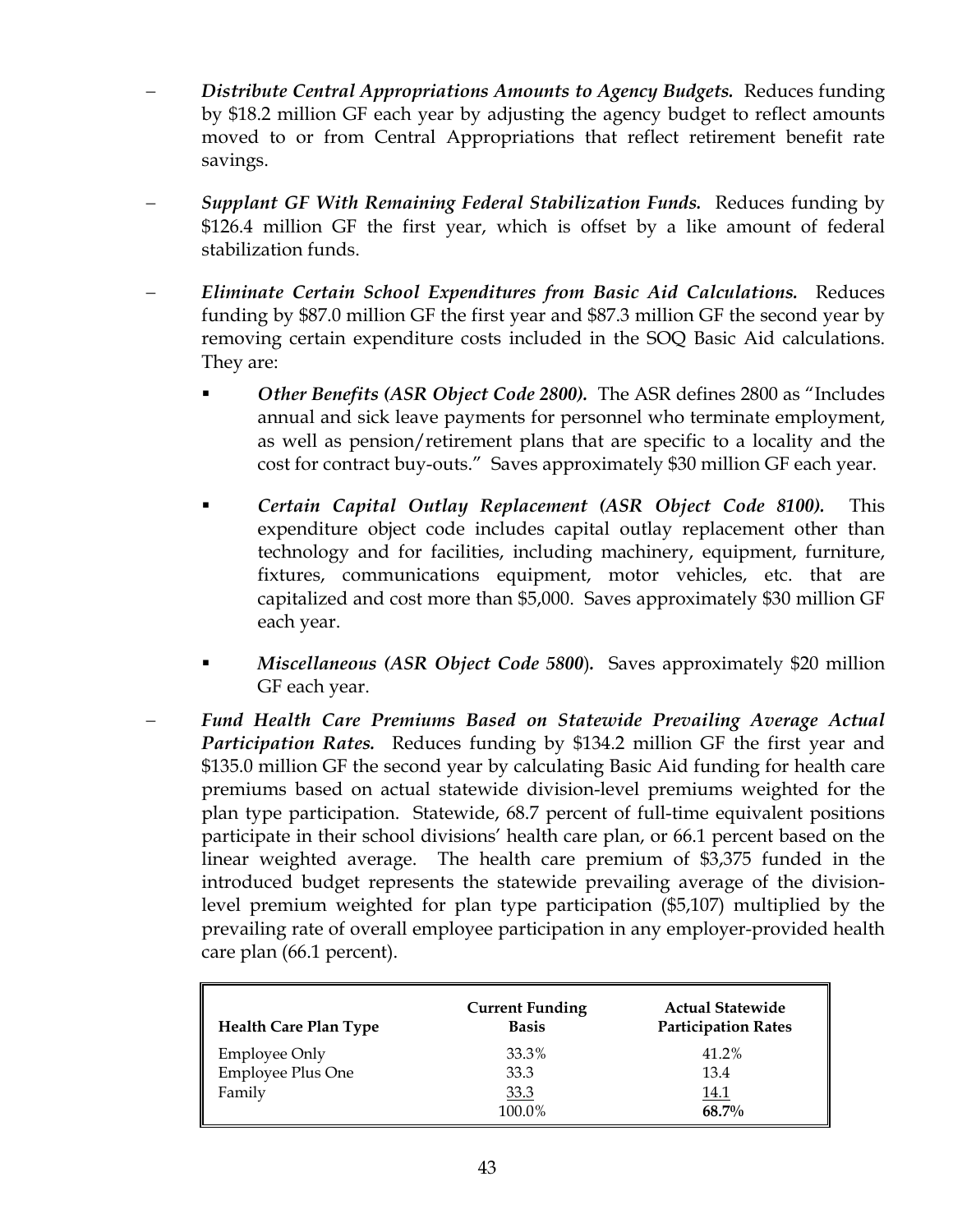- ***Distribute Central Appropriations Amounts to Agency Budgets.*** Reduces funding by $18.2 million GF each year by adjusting the agency budget to reflect amounts moved to or from Central Appropriations that reflect retirement benefit rate savings.

- ***Supplant GF With Remaining Federal Stabilization Funds.*** Reduces funding by $126.4 million GF the first year, which is offset by a like amount of federal stabilization funds.

- ***Eliminate Certain School Expenditures from Basic Aid Calculations.*** Reduces funding by $87.0 million GF the first year and $87.3 million GF the second year by removing certain expenditure costs included in the SOQ Basic Aid calculations. They are:

  - ***Other Benefits (ASR Object Code 2800).*** The ASR defines 2800 as "Includes annual and sick leave payments for personnel who terminate employment, as well as pension/retirement plans that are specific to a locality and the cost for contract buy-outs." Saves approximately $30 million GF each year.

  - ***Certain Capital Outlay Replacement (ASR Object Code 8100).*** This expenditure object code includes capital outlay replacement other than technology and for facilities, including machinery, equipment, furniture, fixtures, communications equipment, motor vehicles, etc. that are capitalized and cost more than $5,000. Saves approximately $30 million GF each year.

  - ***Miscellaneous (ASR Object Code 5800).*** Saves approximately $20 million GF each year.

- ***Fund Health Care Premiums Based on Statewide Prevailing Average Actual Participation Rates.*** Reduces funding by $134.2 million GF the first year and $135.0 million GF the second year by calculating Basic Aid funding for health care premiums based on actual statewide division-level premiums weighted for the plan type participation. Statewide, 68.7 percent of full-time equivalent positions participate in their school divisions' health care plan, or 66.1 percent based on the linear weighted average. The health care premium of $3,375 funded in the introduced budget represents the statewide prevailing average of the division-level premium weighted for plan type participation ($5,107) multiplied by the prevailing rate of overall employee participation in any employer-provided health care plan (66.1 percent).

| Health Care Plan Type | Current Funding Basis | Actual Statewide Participation Rates |
|---|---|---|
| Employee Only | 33.3% | 41.2% |
| Employee Plus One | 33.3 | 13.4 |
| Family | 33.3 | 14.1 |
| | 100.0% | **68.7%** |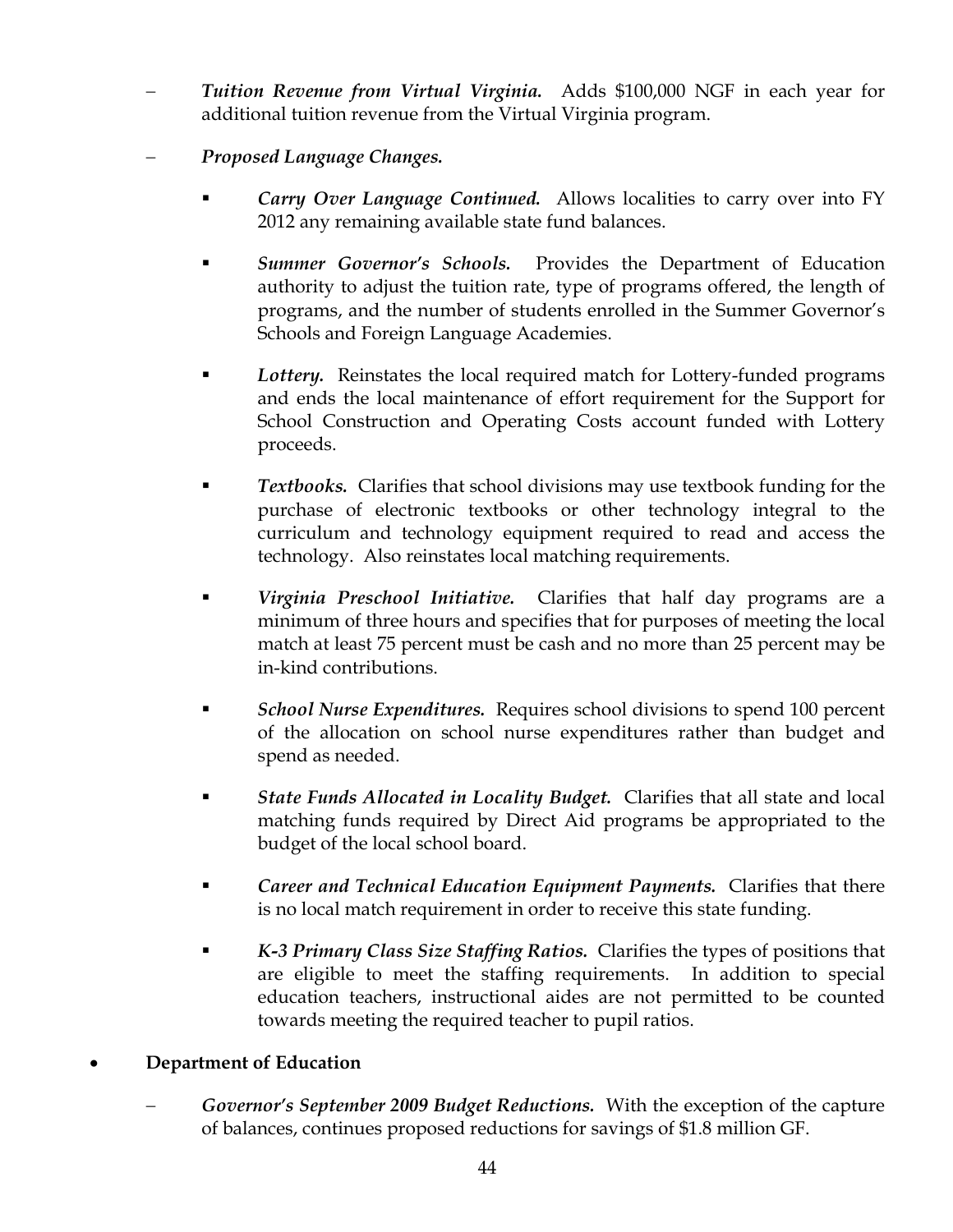- ***Tuition Revenue from Virtual Virginia.*** Adds $100,000 NGF in each year for additional tuition revenue from the Virtual Virginia program.

- ***Proposed Language Changes.***

  - ***Carry Over Language Continued.*** Allows localities to carry over into FY 2012 any remaining available state fund balances.

  - ***Summer Governor's Schools.*** Provides the Department of Education authority to adjust the tuition rate, type of programs offered, the length of programs, and the number of students enrolled in the Summer Governor's Schools and Foreign Language Academies.

  - ***Lottery.*** Reinstates the local required match for Lottery-funded programs and ends the local maintenance of effort requirement for the Support for School Construction and Operating Costs account funded with Lottery proceeds.

  - ***Textbooks.*** Clarifies that school divisions may use textbook funding for the purchase of electronic textbooks or other technology integral to the curriculum and technology equipment required to read and access the technology. Also reinstates local matching requirements.

  - ***Virginia Preschool Initiative.*** Clarifies that half day programs are a minimum of three hours and specifies that for purposes of meeting the local match at least 75 percent must be cash and no more than 25 percent may be in-kind contributions.

  - ***School Nurse Expenditures.*** Requires school divisions to spend 100 percent of the allocation on school nurse expenditures rather than budget and spend as needed.

  - ***State Funds Allocated in Locality Budget.*** Clarifies that all state and local matching funds required by Direct Aid programs be appropriated to the budget of the local school board.

  - ***Career and Technical Education Equipment Payments.*** Clarifies that there is no local match requirement in order to receive this state funding.

  - ***K-3 Primary Class Size Staffing Ratios.*** Clarifies the types of positions that are eligible to meet the staffing requirements. In addition to special education teachers, instructional aides are not permitted to be counted towards meeting the required teacher to pupil ratios.

- **Department of Education**

  - ***Governor's September 2009 Budget Reductions.*** With the exception of the capture of balances, continues proposed reductions for savings of $1.8 million GF.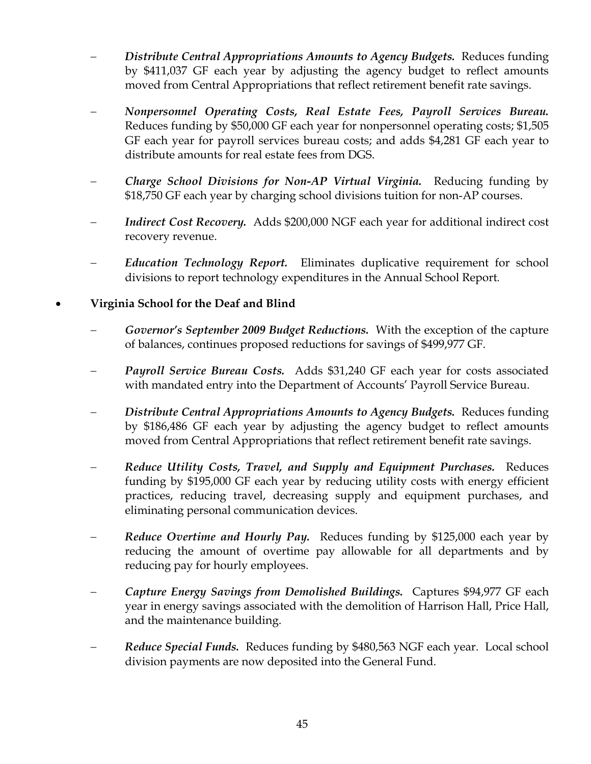- ***Distribute Central Appropriations Amounts to Agency Budgets.*** Reduces funding by $411,037 GF each year by adjusting the agency budget to reflect amounts moved from Central Appropriations that reflect retirement benefit rate savings.

- ***Nonpersonnel Operating Costs, Real Estate Fees, Payroll Services Bureau.*** Reduces funding by $50,000 GF each year for nonpersonnel operating costs; $1,505 GF each year for payroll services bureau costs; and adds $4,281 GF each year to distribute amounts for real estate fees from DGS.

- ***Charge School Divisions for Non-AP Virtual Virginia.*** Reducing funding by $18,750 GF each year by charging school divisions tuition for non-AP courses.

- ***Indirect Cost Recovery.*** Adds $200,000 NGF each year for additional indirect cost recovery revenue.

- ***Education Technology Report.*** Eliminates duplicative requirement for school divisions to report technology expenditures in the Annual School Report.

- **Virginia School for the Deaf and Blind**

  - ***Governor's September 2009 Budget Reductions.*** With the exception of the capture of balances, continues proposed reductions for savings of $499,977 GF.

  - ***Payroll Service Bureau Costs.*** Adds $31,240 GF each year for costs associated with mandated entry into the Department of Accounts' Payroll Service Bureau.

  - ***Distribute Central Appropriations Amounts to Agency Budgets.*** Reduces funding by $186,486 GF each year by adjusting the agency budget to reflect amounts moved from Central Appropriations that reflect retirement benefit rate savings.

  - ***Reduce Utility Costs, Travel, and Supply and Equipment Purchases.*** Reduces funding by $195,000 GF each year by reducing utility costs with energy efficient practices, reducing travel, decreasing supply and equipment purchases, and eliminating personal communication devices.

  - ***Reduce Overtime and Hourly Pay.*** Reduces funding by $125,000 each year by reducing the amount of overtime pay allowable for all departments and by reducing pay for hourly employees.

  - ***Capture Energy Savings from Demolished Buildings.*** Captures $94,977 GF each year in energy savings associated with the demolition of Harrison Hall, Price Hall, and the maintenance building.

  - ***Reduce Special Funds.*** Reduces funding by $480,563 NGF each year. Local school division payments are now deposited into the General Fund.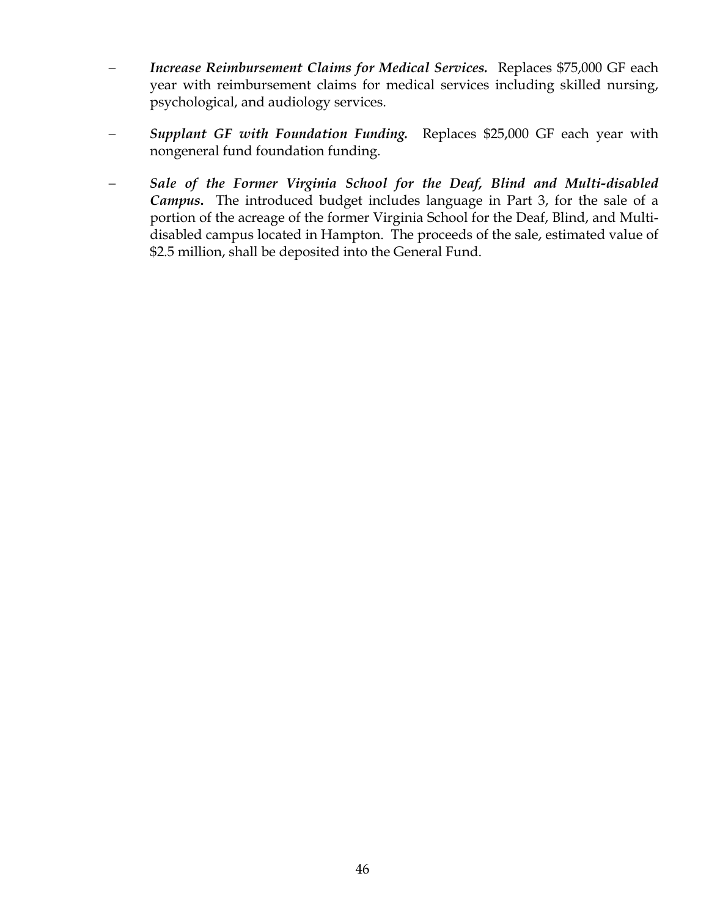- ***Increase Reimbursement Claims for Medical Services.*** Replaces $75,000 GF each year with reimbursement claims for medical services including skilled nursing, psychological, and audiology services.

- ***Supplant GF with Foundation Funding.*** Replaces $25,000 GF each year with nongeneral fund foundation funding.

- ***Sale of the Former Virginia School for the Deaf, Blind and Multi-disabled Campus.*** The introduced budget includes language in Part 3, for the sale of a portion of the acreage of the former Virginia School for the Deaf, Blind, and Multi-disabled campus located in Hampton. The proceeds of the sale, estimated value of $2.5 million, shall be deposited into the General Fund.